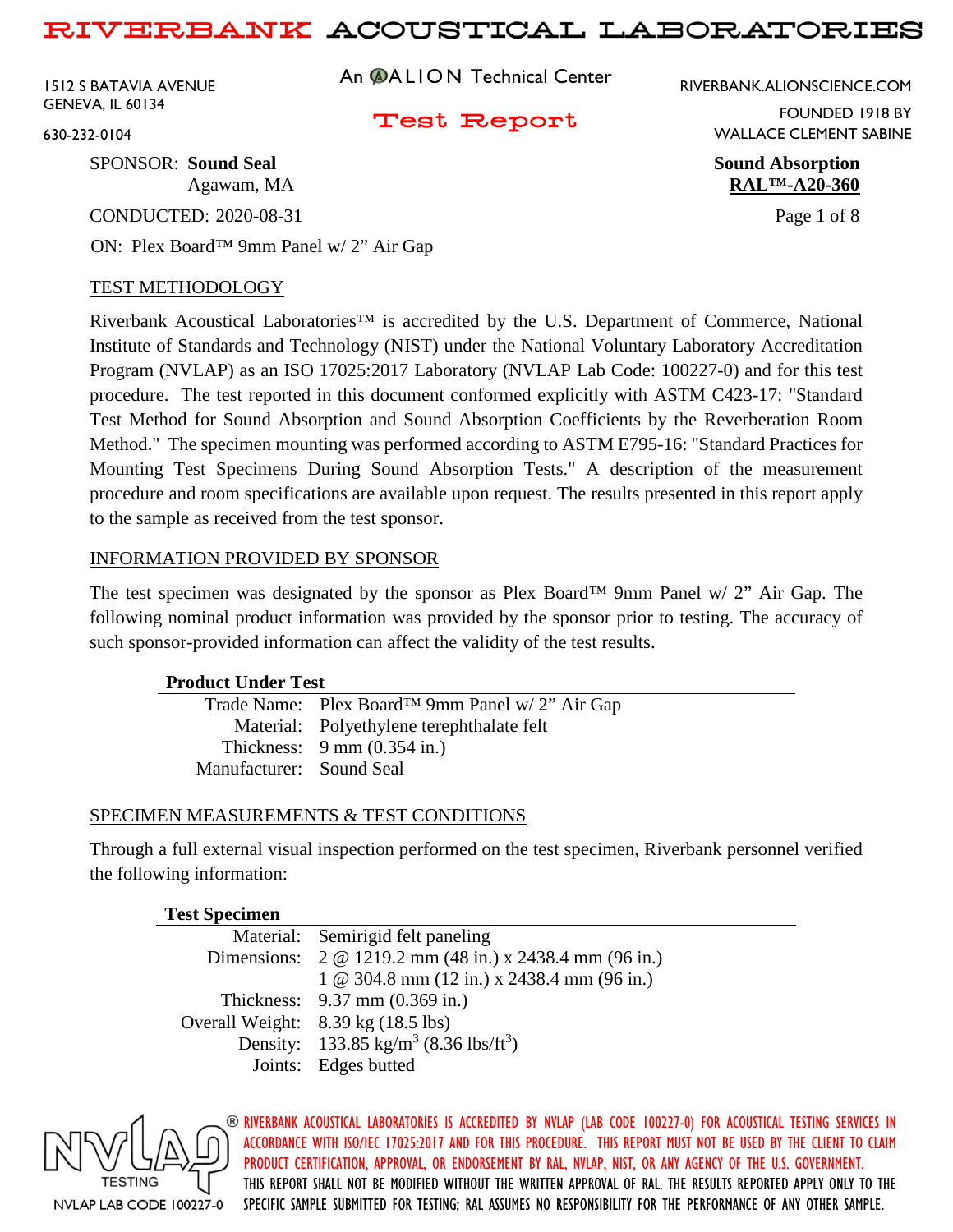# RIVERBANK ACOUSTICAL LABORATORIES

1512 S BATAVIA AVENUE
GENEVA, IL 60134
630-232-0104

An ALION Technical Center

RIVERBANK.ALIONSCIENCE.COM
FOUNDED 1918 BY
WALLACE CLEMENT SABINE

## Test Report

SPONSOR: **Sound Seal**
Agawam, MA

**Sound Absorption**
**RAL™-A20-360**

CONDUCTED: 2020-08-31

ON: Plex Board™ 9mm Panel w/ 2" Air Gap

### TEST METHODOLOGY

Riverbank Acoustical Laboratories™ is accredited by the U.S. Department of Commerce, National Institute of Standards and Technology (NIST) under the National Voluntary Laboratory Accreditation Program (NVLAP) as an ISO 17025:2017 Laboratory (NVLAP Lab Code: 100227-0) and for this test procedure. The test reported in this document conformed explicitly with ASTM C423-17: "Standard Test Method for Sound Absorption and Sound Absorption Coefficients by the Reverberation Room Method." The specimen mounting was performed according to ASTM E795-16: "Standard Practices for Mounting Test Specimens During Sound Absorption Tests." A description of the measurement procedure and room specifications are available upon request. The results presented in this report apply to the sample as received from the test sponsor.

### INFORMATION PROVIDED BY SPONSOR

The test specimen was designated by the sponsor as Plex Board™ 9mm Panel w/ 2" Air Gap. The following nominal product information was provided by the sponsor prior to testing. The accuracy of such sponsor-provided information can affect the validity of the test results.

| **Product Under Test** | |
|---|---|
| Trade Name: | Plex Board™ 9mm Panel w/ 2" Air Gap |
| Material: | Polyethylene terephthalate felt |
| Thickness: | 9 mm (0.354 in.) |
| Manufacturer: | Sound Seal |

### SPECIMEN MEASUREMENTS & TEST CONDITIONS

Through a full external visual inspection performed on the test specimen, Riverbank personnel verified the following information:

| **Test Specimen** | |
|---|---|
| Material: | Semirigid felt paneling |
| Dimensions: | 2 @ 1219.2 mm (48 in.) x 2438.4 mm (96 in.) |
| | 1 @ 304.8 mm (12 in.) x 2438.4 mm (96 in.) |
| Thickness: | 9.37 mm (0.369 in.) |
| Overall Weight: | 8.39 kg (18.5 lbs) |
| Density: | 133.85 kg/m$^3$ (8.36 lbs/ft$^3$) |
| Joints: | Edges butted |

NVLAP® TESTING
NVLAP LAB CODE 100227-0

RIVERBANK ACOUSTICAL LABORATORIES IS ACCREDITED BY NVLAP (LAB CODE 100227-0) FOR ACOUSTICAL TESTING SERVICES IN ACCORDANCE WITH ISO/IEC 17025:2017 AND FOR THIS PROCEDURE. THIS REPORT MUST NOT BE USED BY THE CLIENT TO CLAIM PRODUCT CERTIFICATION, APPROVAL, OR ENDORSEMENT BY RAL, NVLAP, NIST, OR ANY AGENCY OF THE U.S. GOVERNMENT. THIS REPORT SHALL NOT BE MODIFIED WITHOUT THE WRITTEN APPROVAL OF RAL. THE RESULTS REPORTED APPLY ONLY TO THE SPECIFIC SAMPLE SUBMITTED FOR TESTING; RAL ASSUMES NO RESPONSIBILITY FOR THE PERFORMANCE OF ANY OTHER SAMPLE.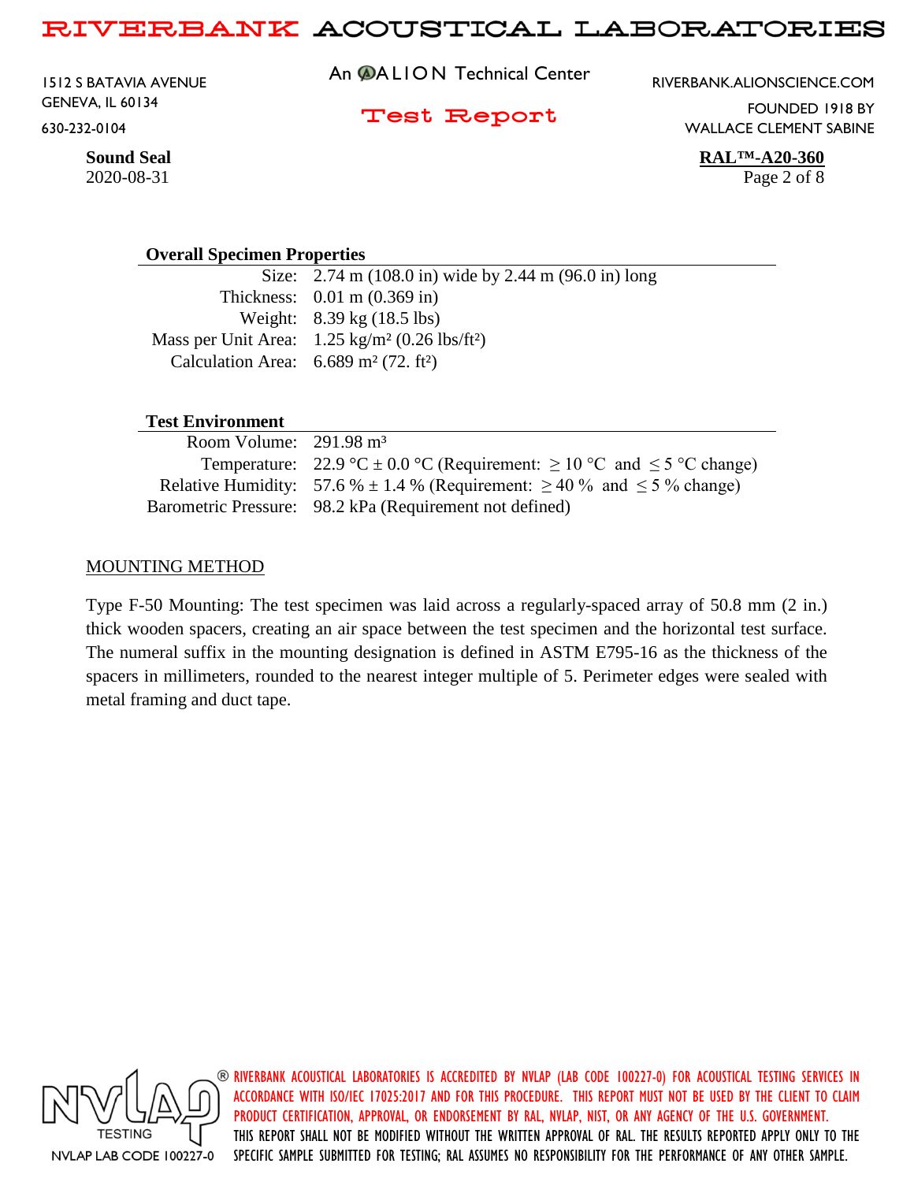## Overall Specimen Properties

| | |
|---|---|
| Size: | 2.74 m (108.0 in) wide by 2.44 m (96.0 in) long |
| Thickness: | 0.01 m (0.369 in) |
| Weight: | 8.39 kg (18.5 lbs) |
| Mass per Unit Area: | 1.25 kg/m² (0.26 lbs/ft²) |
| Calculation Area: | 6.689 m² (72. ft²) |

## Test Environment

| | |
|---|---|
| Room Volume: | 291.98 m³ |
| Temperature: | 22.9 °C ± 0.0 °C (Requirement: ≥ 10 °C and ≤ 5 °C change) |
| Relative Humidity: | 57.6 % ± 1.4 % (Requirement: ≥ 40 % and ≤ 5 % change) |
| Barometric Pressure: | 98.2 kPa (Requirement not defined) |

## MOUNTING METHOD

Type F-50 Mounting: The test specimen was laid across a regularly-spaced array of 50.8 mm (2 in.) thick wooden spacers, creating an air space between the test specimen and the horizontal test surface. The numeral suffix in the mounting designation is defined in ASTM E795-16 as the thickness of the spacers in millimeters, rounded to the nearest integer multiple of 5. Perimeter edges were sealed with metal framing and duct tape.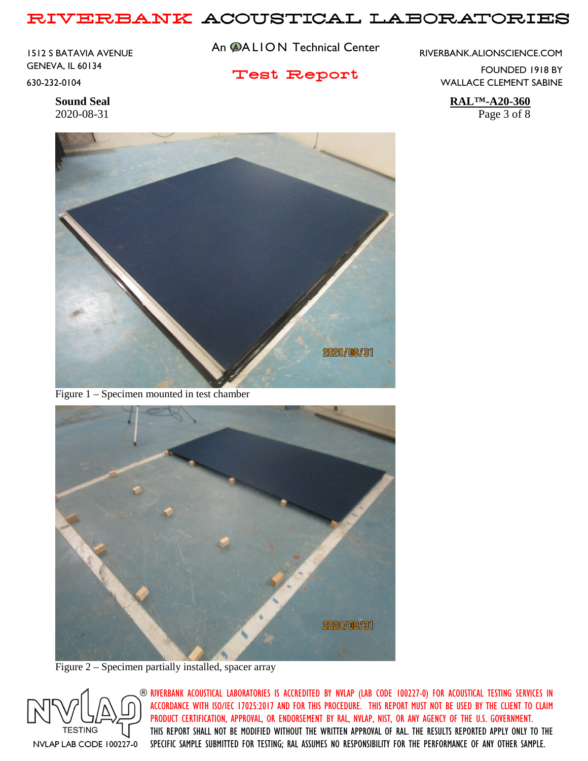Figure 1 – Specimen mounted in test chamber

Figure 2 – Specimen partially installed, spacer array

RIVERBANK ACOUSTICAL LABORATORIES IS ACCREDITED BY NVLAP (LAB CODE 100227-0) FOR ACOUSTICAL TESTING SERVICES IN ACCORDANCE WITH ISO/IEC 17025:2017 AND FOR THIS PROCEDURE. THIS REPORT MUST NOT BE USED BY THE CLIENT TO CLAIM PRODUCT CERTIFICATION, APPROVAL, OR ENDORSEMENT BY RAL, NVLAP, NIST, OR ANY AGENCY OF THE U.S. GOVERNMENT. THIS REPORT SHALL NOT BE MODIFIED WITHOUT THE WRITTEN APPROVAL OF RAL. THE RESULTS REPORTED APPLY ONLY TO THE SPECIFIC SAMPLE SUBMITTED FOR TESTING; RAL ASSUMES NO RESPONSIBILITY FOR THE PERFORMANCE OF ANY OTHER SAMPLE.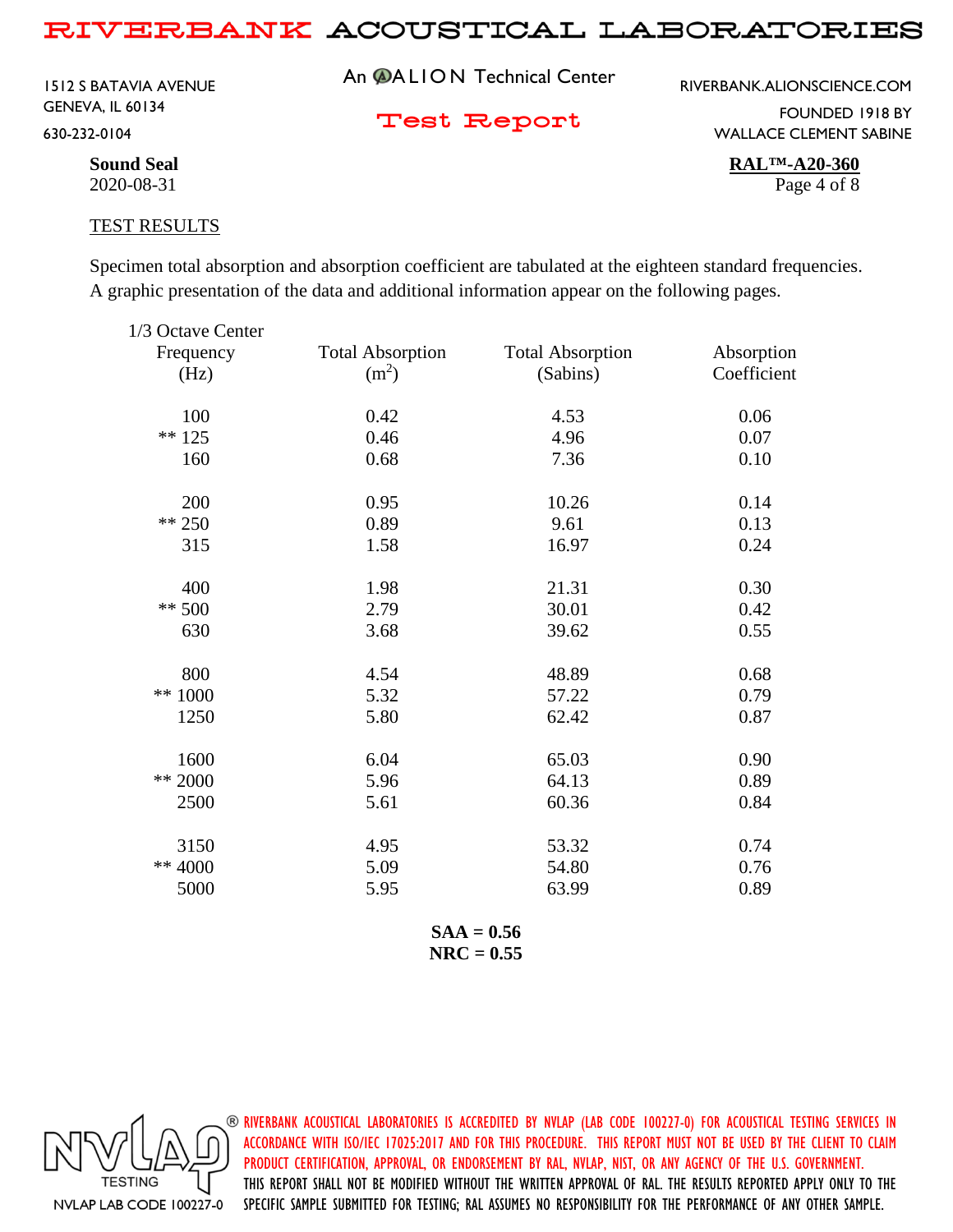**Sound Seal**
2020-08-31

**RAL™-A20-360**

## TEST RESULTS

Specimen total absorption and absorption coefficient are tabulated at the eighteen standard frequencies. A graphic presentation of the data and additional information appear on the following pages.

| 1/3 Octave Center Frequency (Hz) | Total Absorption ($m^2$) | Total Absorption (Sabins) | Absorption Coefficient |
|---|---|---|---|
| 100 | 0.42 | 4.53 | 0.06 |
| ** 125 | 0.46 | 4.96 | 0.07 |
| 160 | 0.68 | 7.36 | 0.10 |
| 200 | 0.95 | 10.26 | 0.14 |
| ** 250 | 0.89 | 9.61 | 0.13 |
| 315 | 1.58 | 16.97 | 0.24 |
| 400 | 1.98 | 21.31 | 0.30 |
| ** 500 | 2.79 | 30.01 | 0.42 |
| 630 | 3.68 | 39.62 | 0.55 |
| 800 | 4.54 | 48.89 | 0.68 |
| ** 1000 | 5.32 | 57.22 | 0.79 |
| 1250 | 5.80 | 62.42 | 0.87 |
| 1600 | 6.04 | 65.03 | 0.90 |
| ** 2000 | 5.96 | 64.13 | 0.89 |
| 2500 | 5.61 | 60.36 | 0.84 |
| 3150 | 4.95 | 53.32 | 0.74 |
| ** 4000 | 5.09 | 54.80 | 0.76 |
| 5000 | 5.95 | 63.99 | 0.89 |

**SAA = 0.56**
**NRC = 0.55**

RIVERBANK ACOUSTICAL LABORATORIES IS ACCREDITED BY NVLAP (LAB CODE 100227-0) FOR ACOUSTICAL TESTING SERVICES IN ACCORDANCE WITH ISO/IEC 17025:2017 AND FOR THIS PROCEDURE. THIS REPORT MUST NOT BE USED BY THE CLIENT TO CLAIM PRODUCT CERTIFICATION, APPROVAL, OR ENDORSEMENT BY RAL, NVLAP, NIST, OR ANY AGENCY OF THE U.S. GOVERNMENT. THIS REPORT SHALL NOT BE MODIFIED WITHOUT THE WRITTEN APPROVAL OF RAL. THE RESULTS REPORTED APPLY ONLY TO THE SPECIFIC SAMPLE SUBMITTED FOR TESTING; RAL ASSUMES NO RESPONSIBILITY FOR THE PERFORMANCE OF ANY OTHER SAMPLE.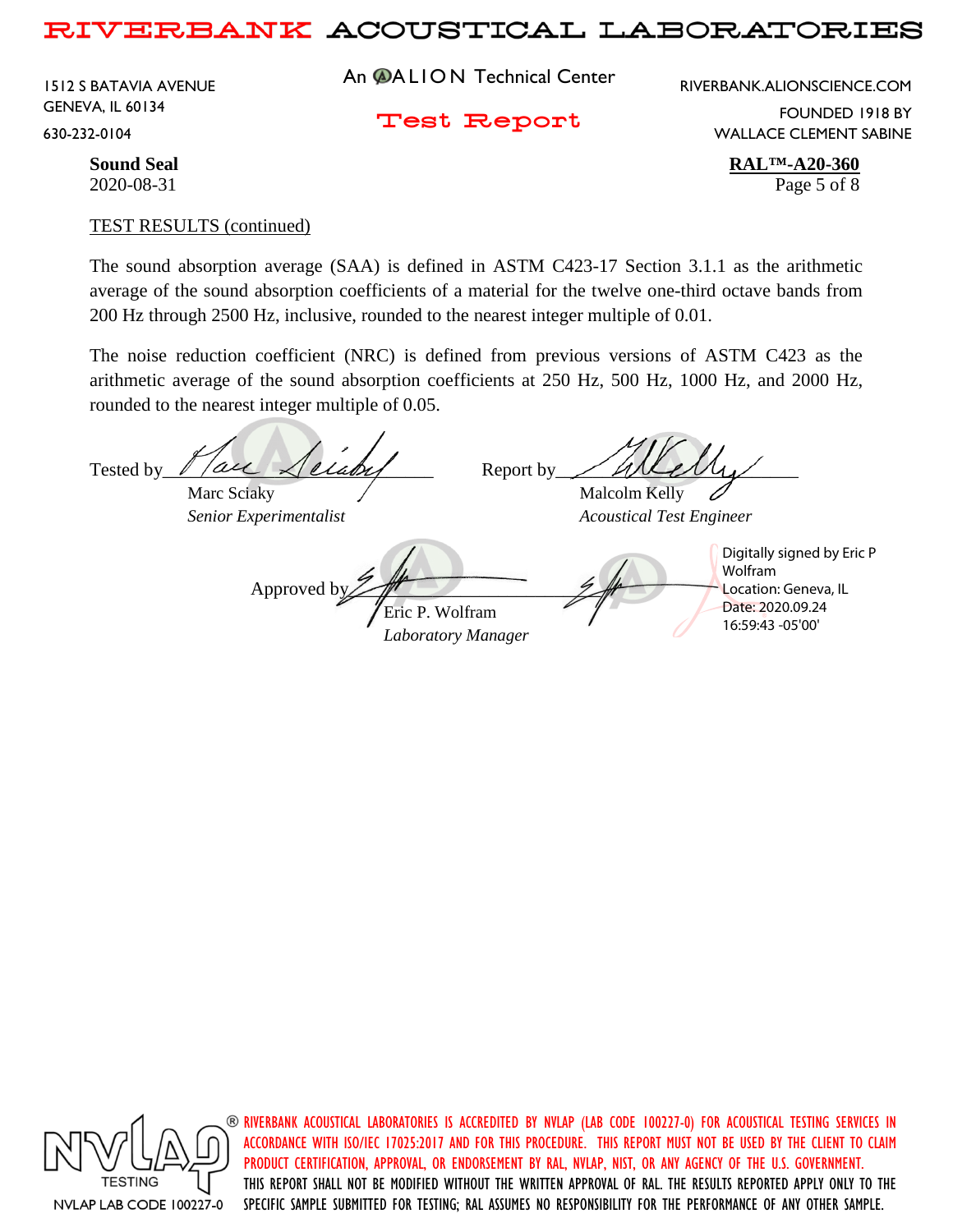TEST RESULTS (continued)

The sound absorption average (SAA) is defined in ASTM C423-17 Section 3.1.1 as the arithmetic average of the sound absorption coefficients of a material for the twelve one-third octave bands from 200 Hz through 2500 Hz, inclusive, rounded to the nearest integer multiple of 0.01.

The noise reduction coefficient (NRC) is defined from previous versions of ASTM C423 as the arithmetic average of the sound absorption coefficients at 250 Hz, 500 Hz, 1000 Hz, and 2000 Hz, rounded to the nearest integer multiple of 0.05.

Tested by ____________________
Marc Sciaky
*Senior Experimentalist*

Report by ____________________
Malcolm Kelly
*Acoustical Test Engineer*

Approved by ____________________
Eric P. Wolfram
*Laboratory Manager*

Digitally signed by Eric P Wolfram
Location: Geneva, IL
Date: 2020.09.24 16:59:43 -05'00'

NVLAP LAB CODE 100227-0

RIVERBANK ACOUSTICAL LABORATORIES IS ACCREDITED BY NVLAP (LAB CODE 100227-0) FOR ACOUSTICAL TESTING SERVICES IN ACCORDANCE WITH ISO/IEC 17025:2017 AND FOR THIS PROCEDURE. THIS REPORT MUST NOT BE USED BY THE CLIENT TO CLAIM PRODUCT CERTIFICATION, APPROVAL, OR ENDORSEMENT BY RAL, NVLAP, NIST, OR ANY AGENCY OF THE U.S. GOVERNMENT. THIS REPORT SHALL NOT BE MODIFIED WITHOUT THE WRITTEN APPROVAL OF RAL. THE RESULTS REPORTED APPLY ONLY TO THE SPECIFIC SAMPLE SUBMITTED FOR TESTING; RAL ASSUMES NO RESPONSIBILITY FOR THE PERFORMANCE OF ANY OTHER SAMPLE.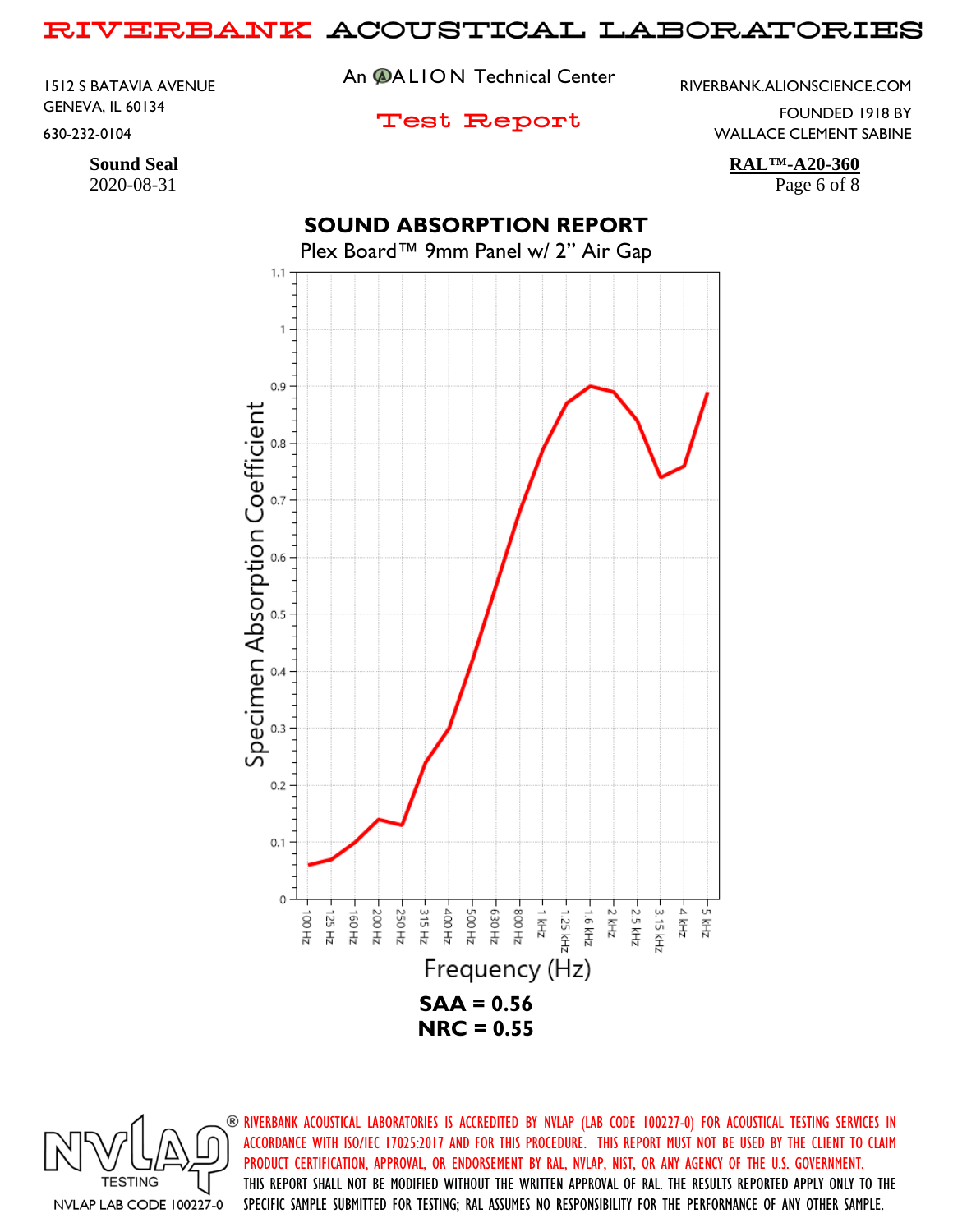Sound Seal
2020-08-31

**RAL™-A20-360**

## SOUND ABSORPTION REPORT

Plex Board™ 9mm Panel w/ 2" Air Gap

**SAA = 0.56**
**NRC = 0.55**

RIVERBANK ACOUSTICAL LABORATORIES IS ACCREDITED BY NVLAP (LAB CODE 100227-0) FOR ACOUSTICAL TESTING SERVICES IN ACCORDANCE WITH ISO/IEC 17025:2017 AND FOR THIS PROCEDURE. THIS REPORT MUST NOT BE USED BY THE CLIENT TO CLAIM PRODUCT CERTIFICATION, APPROVAL, OR ENDORSEMENT BY RAL, NVLAP, NIST, OR ANY AGENCY OF THE U.S. GOVERNMENT. THIS REPORT SHALL NOT BE MODIFIED WITHOUT THE WRITTEN APPROVAL OF RAL. THE RESULTS REPORTED APPLY ONLY TO THE SPECIFIC SAMPLE SUBMITTED FOR TESTING; RAL ASSUMES NO RESPONSIBILITY FOR THE PERFORMANCE OF ANY OTHER SAMPLE.

NVLAP LAB CODE 100227-0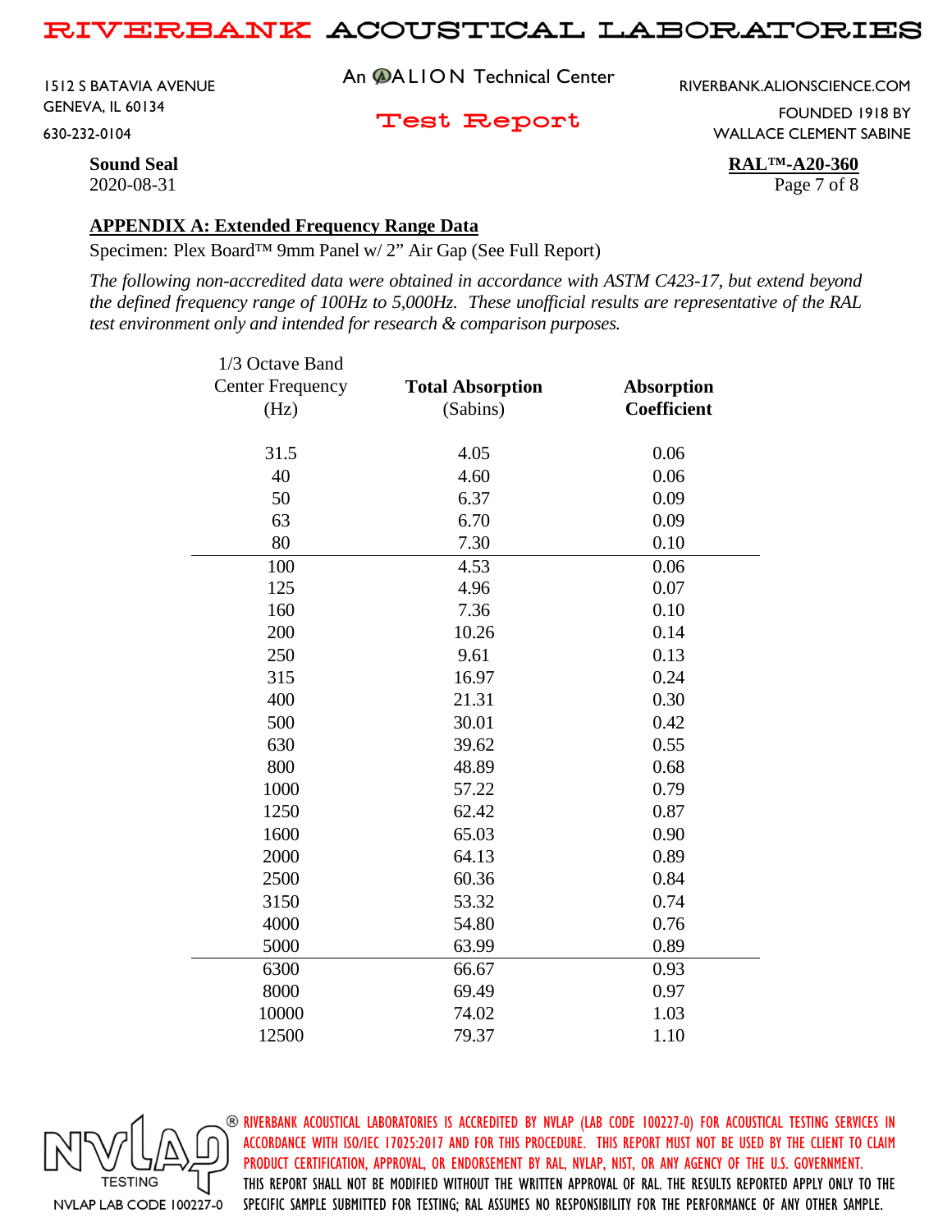**Sound Seal**
2020-08-31

**RAL™-A20-360**

## APPENDIX A: Extended Frequency Range Data

Specimen: Plex Board™ 9mm Panel w/ 2" Air Gap (See Full Report)

*The following non-accredited data were obtained in accordance with ASTM C423-17, but extend beyond the defined frequency range of 100Hz to 5,000Hz. These unofficial results are representative of the RAL test environment only and intended for research & comparison purposes.*

| 1/3 Octave Band Center Frequency (Hz) | **Total Absorption** (Sabins) | **Absorption Coefficient** |
|---|---|---|
| 31.5 | 4.05 | 0.06 |
| 40 | 4.60 | 0.06 |
| 50 | 6.37 | 0.09 |
| 63 | 6.70 | 0.09 |
| 80 | 7.30 | 0.10 |
| 100 | 4.53 | 0.06 |
| 125 | 4.96 | 0.07 |
| 160 | 7.36 | 0.10 |
| 200 | 10.26 | 0.14 |
| 250 | 9.61 | 0.13 |
| 315 | 16.97 | 0.24 |
| 400 | 21.31 | 0.30 |
| 500 | 30.01 | 0.42 |
| 630 | 39.62 | 0.55 |
| 800 | 48.89 | 0.68 |
| 1000 | 57.22 | 0.79 |
| 1250 | 62.42 | 0.87 |
| 1600 | 65.03 | 0.90 |
| 2000 | 64.13 | 0.89 |
| 2500 | 60.36 | 0.84 |
| 3150 | 53.32 | 0.74 |
| 4000 | 54.80 | 0.76 |
| 5000 | 63.99 | 0.89 |
| 6300 | 66.67 | 0.93 |
| 8000 | 69.49 | 0.97 |
| 10000 | 74.02 | 1.03 |
| 12500 | 79.37 | 1.10 |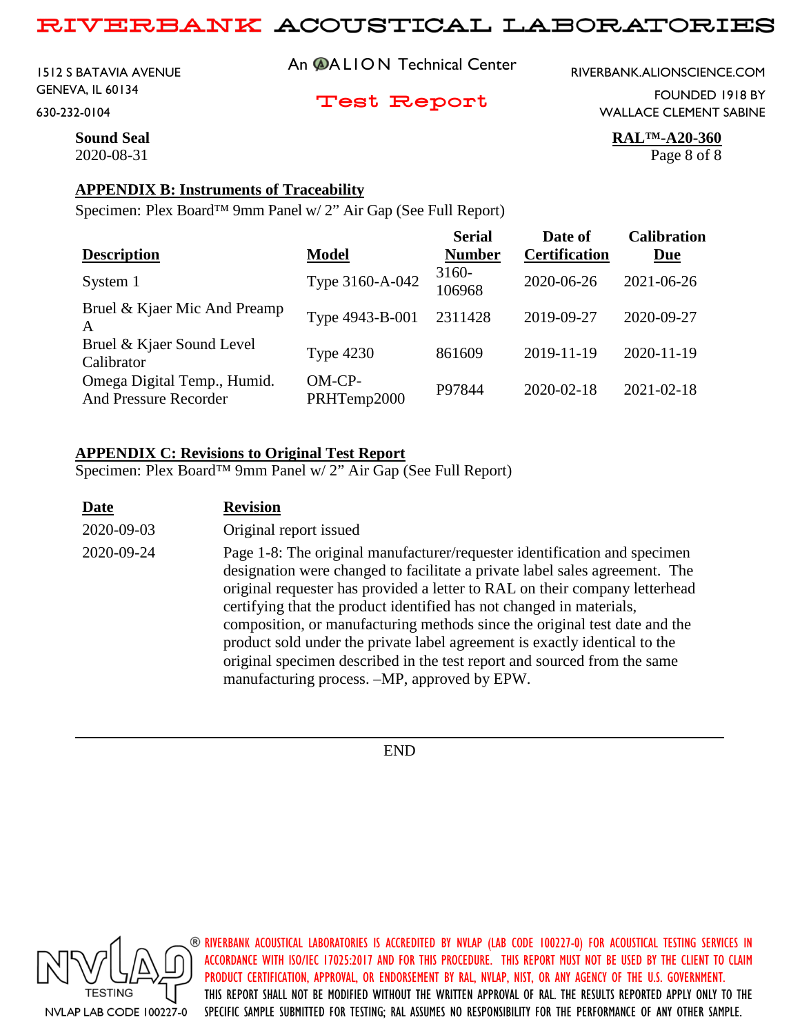## APPENDIX B: Instruments of Traceability

Specimen: Plex Board™ 9mm Panel w/ 2" Air Gap (See Full Report)

| Description | Model | Serial Number | Date of Certification | Calibration Due |
|---|---|---|---|---|
| System 1 | Type 3160-A-042 | 3160-106968 | 2020-06-26 | 2021-06-26 |
| Bruel & Kjaer Mic And Preamp A | Type 4943-B-001 | 2311428 | 2019-09-27 | 2020-09-27 |
| Bruel & Kjaer Sound Level Calibrator | Type 4230 | 861609 | 2019-11-19 | 2020-11-19 |
| Omega Digital Temp., Humid. And Pressure Recorder | OM-CP-PRHTemp2000 | P97844 | 2020-02-18 | 2021-02-18 |

## APPENDIX C: Revisions to Original Test Report

Specimen: Plex Board™ 9mm Panel w/ 2" Air Gap (See Full Report)

| Date | Revision |
|---|---|
| 2020-09-03 | Original report issued |
| 2020-09-24 | Page 1-8: The original manufacturer/requester identification and specimen designation were changed to facilitate a private label sales agreement. The original requester has provided a letter to RAL on their company letterhead certifying that the product identified has not changed in materials, composition, or manufacturing methods since the original test date and the product sold under the private label agreement is exactly identical to the original specimen described in the test report and sourced from the same manufacturing process. –MP, approved by EPW. |

END